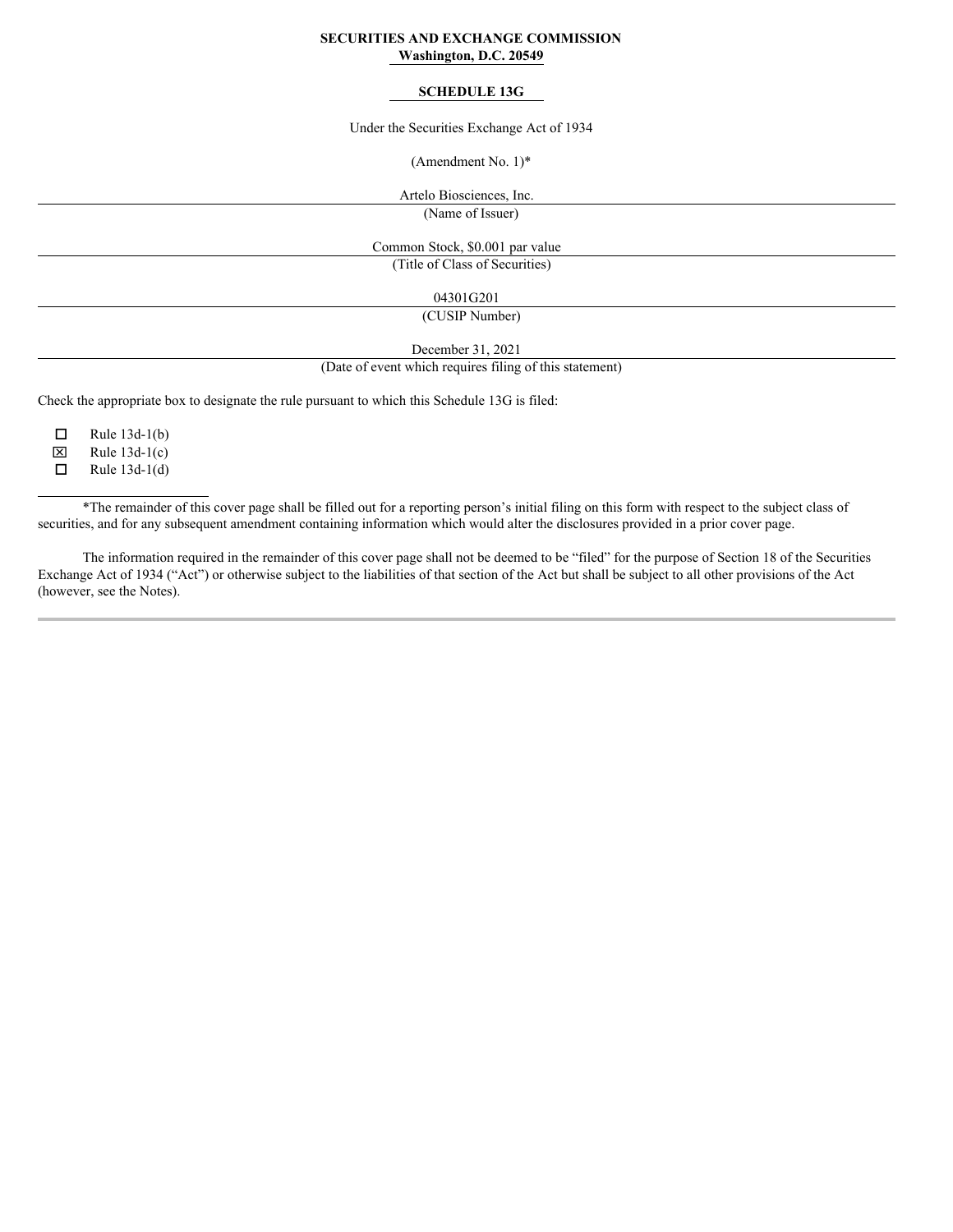**SECURITIES AND EXCHANGE COMMISSION**
**Washington, D.C. 20549**

**SCHEDULE 13G**

Under the Securities Exchange Act of 1934

(Amendment No. 1)*

Artelo Biosciences, Inc.
(Name of Issuer)

Common Stock, $0.001 par value
(Title of Class of Securities)

04301G201
(CUSIP Number)

December 31, 2021
(Date of event which requires filing of this statement)

Check the appropriate box to designate the rule pursuant to which this Schedule 13G is filed:

☐ Rule 13d-1(b)
☒ Rule 13d-1(c)
☐ Rule 13d-1(d)

---

*The remainder of this cover page shall be filled out for a reporting person's initial filing on this form with respect to the subject class of securities, and for any subsequent amendment containing information which would alter the disclosures provided in a prior cover page.

The information required in the remainder of this cover page shall not be deemed to be "filed" for the purpose of Section 18 of the Securities Exchange Act of 1934 ("Act") or otherwise subject to the liabilities of that section of the Act but shall be subject to all other provisions of the Act (however, see the Notes).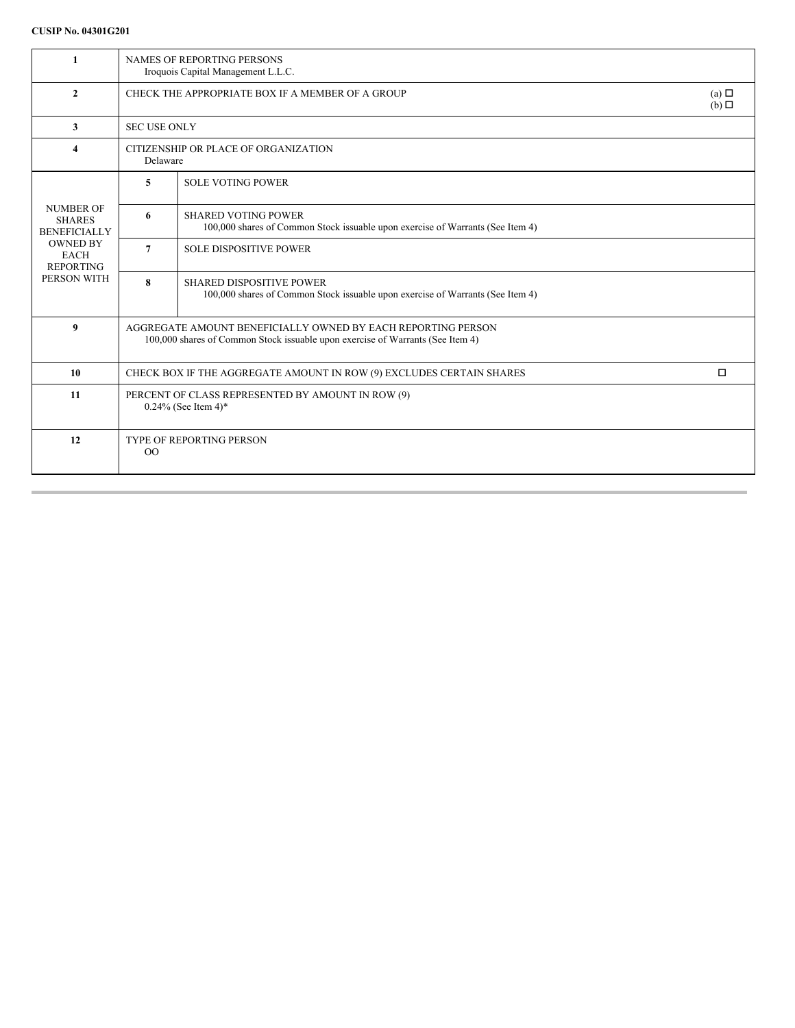**CUSIP No. 04301G201**

| | | | |
|---|---|---|---|
| 1 | NAMES OF REPORTING PERSONS<br>Iroquois Capital Management L.L.C. | | |
| 2 | CHECK THE APPROPRIATE BOX IF A MEMBER OF A GROUP | | (a) ☐<br>(b) ☐ |
| 3 | SEC USE ONLY | | |
| 4 | CITIZENSHIP OR PLACE OF ORGANIZATION<br>Delaware | | |
| NUMBER OF SHARES BENEFICIALLY OWNED BY EACH REPORTING PERSON WITH | 5 | SOLE VOTING POWER | |
| | 6 | SHARED VOTING POWER<br>100,000 shares of Common Stock issuable upon exercise of Warrants (See Item 4) | |
| | 7 | SOLE DISPOSITIVE POWER | |
| | 8 | SHARED DISPOSITIVE POWER<br>100,000 shares of Common Stock issuable upon exercise of Warrants (See Item 4) | |
| 9 | AGGREGATE AMOUNT BENEFICIALLY OWNED BY EACH REPORTING PERSON<br>100,000 shares of Common Stock issuable upon exercise of Warrants (See Item 4) | | |
| 10 | CHECK BOX IF THE AGGREGATE AMOUNT IN ROW (9) EXCLUDES CERTAIN SHARES | | ☐ |
| 11 | PERCENT OF CLASS REPRESENTED BY AMOUNT IN ROW (9)<br>0.24% (See Item 4)* | | |
| 12 | TYPE OF REPORTING PERSON<br>OO | | |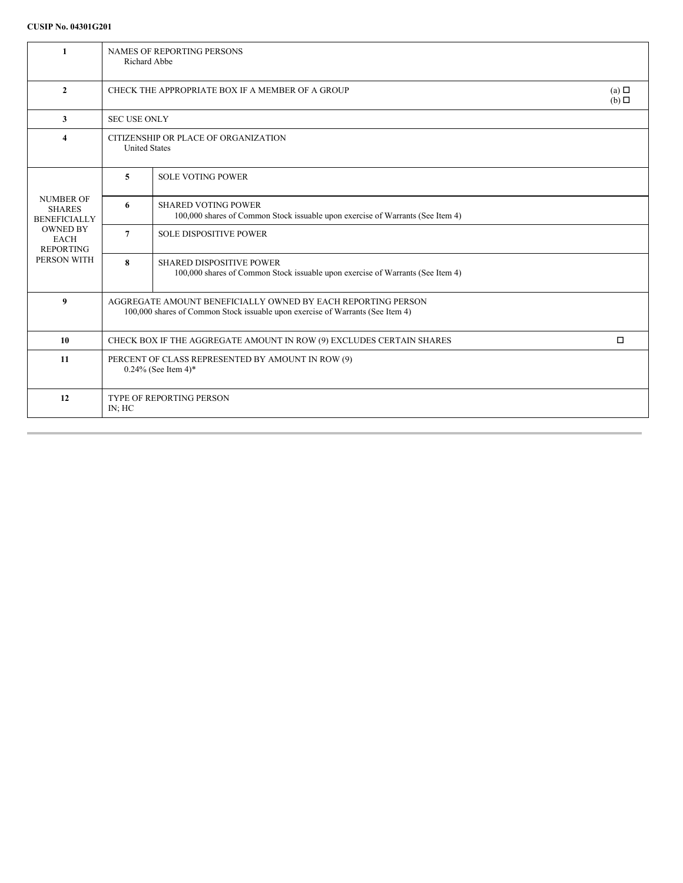**CUSIP No. 04301G201**

| | | | |
|---|---|---|---|
| 1 | NAMES OF REPORTING PERSONS<br>Richard Abbe | | |
| 2 | CHECK THE APPROPRIATE BOX IF A MEMBER OF A GROUP | | (a) ☐<br>(b) ☐ |
| 3 | SEC USE ONLY | | |
| 4 | CITIZENSHIP OR PLACE OF ORGANIZATION<br>United States | | |
| NUMBER OF SHARES BENEFICIALLY OWNED BY EACH REPORTING PERSON WITH | 5 | SOLE VOTING POWER | |
| | 6 | SHARED VOTING POWER<br>100,000 shares of Common Stock issuable upon exercise of Warrants (See Item 4) | |
| | 7 | SOLE DISPOSITIVE POWER | |
| | 8 | SHARED DISPOSITIVE POWER<br>100,000 shares of Common Stock issuable upon exercise of Warrants (See Item 4) | |
| 9 | AGGREGATE AMOUNT BENEFICIALLY OWNED BY EACH REPORTING PERSON<br>100,000 shares of Common Stock issuable upon exercise of Warrants (See Item 4) | | |
| 10 | CHECK BOX IF THE AGGREGATE AMOUNT IN ROW (9) EXCLUDES CERTAIN SHARES | | ☐ |
| 11 | PERCENT OF CLASS REPRESENTED BY AMOUNT IN ROW (9)<br>0.24% (See Item 4)* | | |
| 12 | TYPE OF REPORTING PERSON<br>IN; HC | | |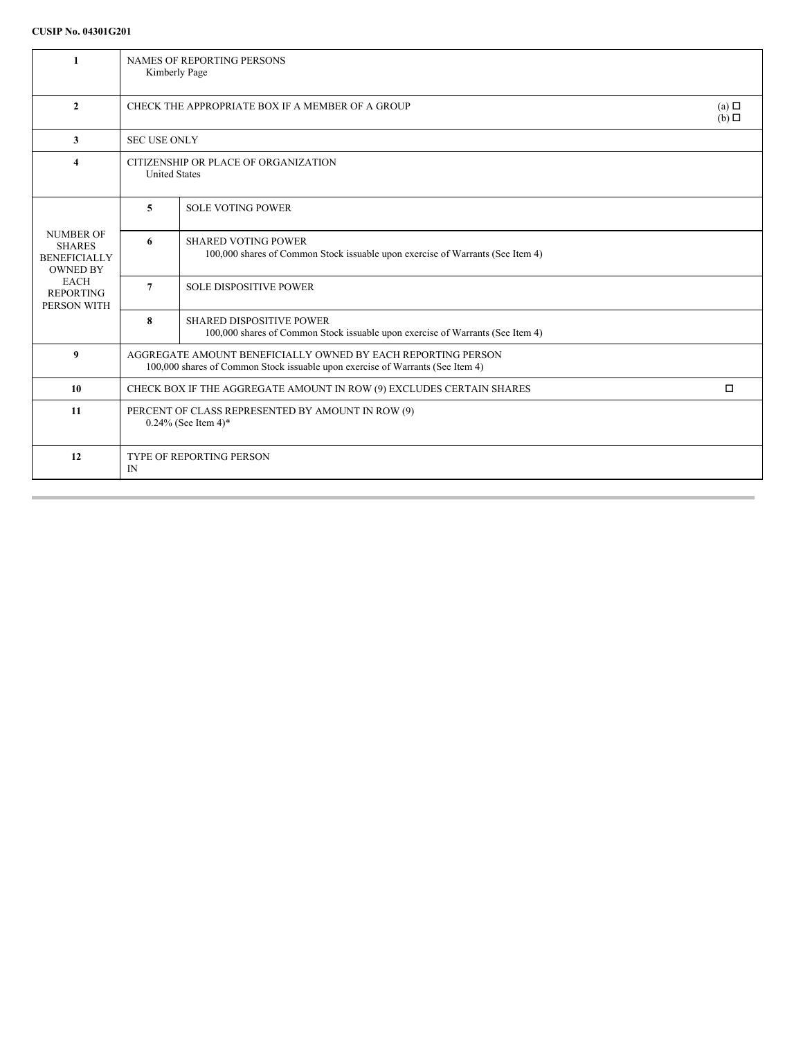**CUSIP No. 04301G201**

| | | | |
|---|---|---|---|
| 1 | NAMES OF REPORTING PERSONS<br>Kimberly Page | | |
| 2 | CHECK THE APPROPRIATE BOX IF A MEMBER OF A GROUP | | (a) ☐<br>(b) ☐ |
| 3 | SEC USE ONLY | | |
| 4 | CITIZENSHIP OR PLACE OF ORGANIZATION<br>United States | | |
| NUMBER OF SHARES BENEFICIALLY OWNED BY EACH REPORTING PERSON WITH | 5 | SOLE VOTING POWER | |
| | 6 | SHARED VOTING POWER<br>100,000 shares of Common Stock issuable upon exercise of Warrants (See Item 4) | |
| | 7 | SOLE DISPOSITIVE POWER | |
| | 8 | SHARED DISPOSITIVE POWER<br>100,000 shares of Common Stock issuable upon exercise of Warrants (See Item 4) | |
| 9 | AGGREGATE AMOUNT BENEFICIALLY OWNED BY EACH REPORTING PERSON<br>100,000 shares of Common Stock issuable upon exercise of Warrants (See Item 4) | | |
| 10 | CHECK BOX IF THE AGGREGATE AMOUNT IN ROW (9) EXCLUDES CERTAIN SHARES | | ☐ |
| 11 | PERCENT OF CLASS REPRESENTED BY AMOUNT IN ROW (9)<br>0.24% (See Item 4)* | | |
| 12 | TYPE OF REPORTING PERSON<br>IN | | |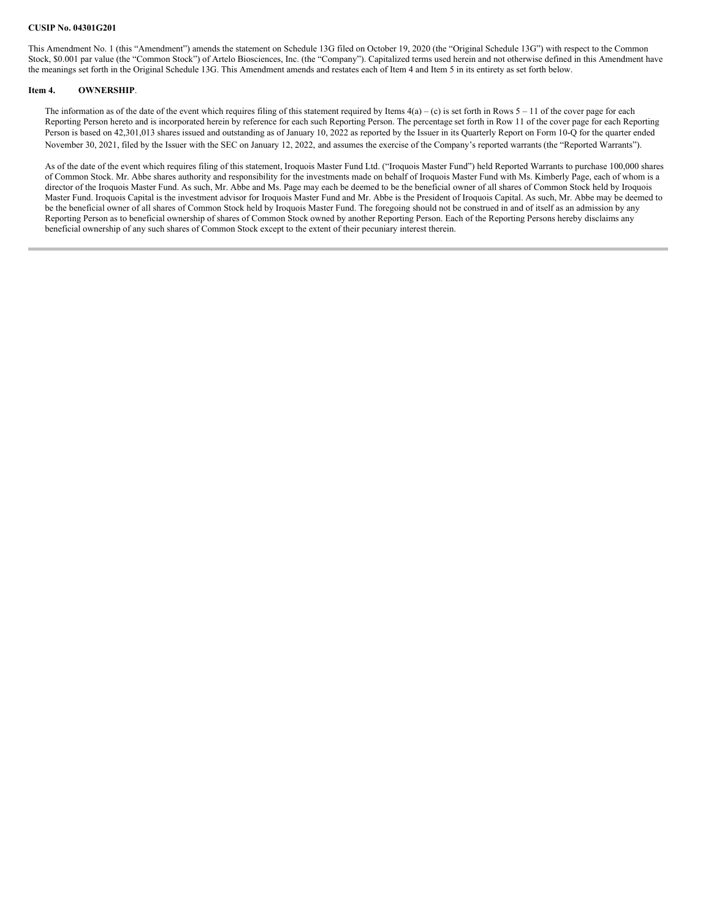**CUSIP No. 04301G201**

This Amendment No. 1 (this "Amendment") amends the statement on Schedule 13G filed on October 19, 2020 (the "Original Schedule 13G") with respect to the Common Stock, $0.001 par value (the "Common Stock") of Artelo Biosciences, Inc. (the "Company"). Capitalized terms used herein and not otherwise defined in this Amendment have the meanings set forth in the Original Schedule 13G. This Amendment amends and restates each of Item 4 and Item 5 in its entirety as set forth below.

**Item 4. OWNERSHIP**.

The information as of the date of the event which requires filing of this statement required by Items 4(a) – (c) is set forth in Rows 5 – 11 of the cover page for each Reporting Person hereto and is incorporated herein by reference for each such Reporting Person. The percentage set forth in Row 11 of the cover page for each Reporting Person is based on 42,301,013 shares issued and outstanding as of January 10, 2022 as reported by the Issuer in its Quarterly Report on Form 10-Q for the quarter ended November 30, 2021, filed by the Issuer with the SEC on January 12, 2022, and assumes the exercise of the Company's reported warrants (the "Reported Warrants").

As of the date of the event which requires filing of this statement, Iroquois Master Fund Ltd. ("Iroquois Master Fund") held Reported Warrants to purchase 100,000 shares of Common Stock. Mr. Abbe shares authority and responsibility for the investments made on behalf of Iroquois Master Fund with Ms. Kimberly Page, each of whom is a director of the Iroquois Master Fund. As such, Mr. Abbe and Ms. Page may each be deemed to be the beneficial owner of all shares of Common Stock held by Iroquois Master Fund. Iroquois Capital is the investment advisor for Iroquois Master Fund and Mr. Abbe is the President of Iroquois Capital. As such, Mr. Abbe may be deemed to be the beneficial owner of all shares of Common Stock held by Iroquois Master Fund. The foregoing should not be construed in and of itself as an admission by any Reporting Person as to beneficial ownership of shares of Common Stock owned by another Reporting Person. Each of the Reporting Persons hereby disclaims any beneficial ownership of any such shares of Common Stock except to the extent of their pecuniary interest therein.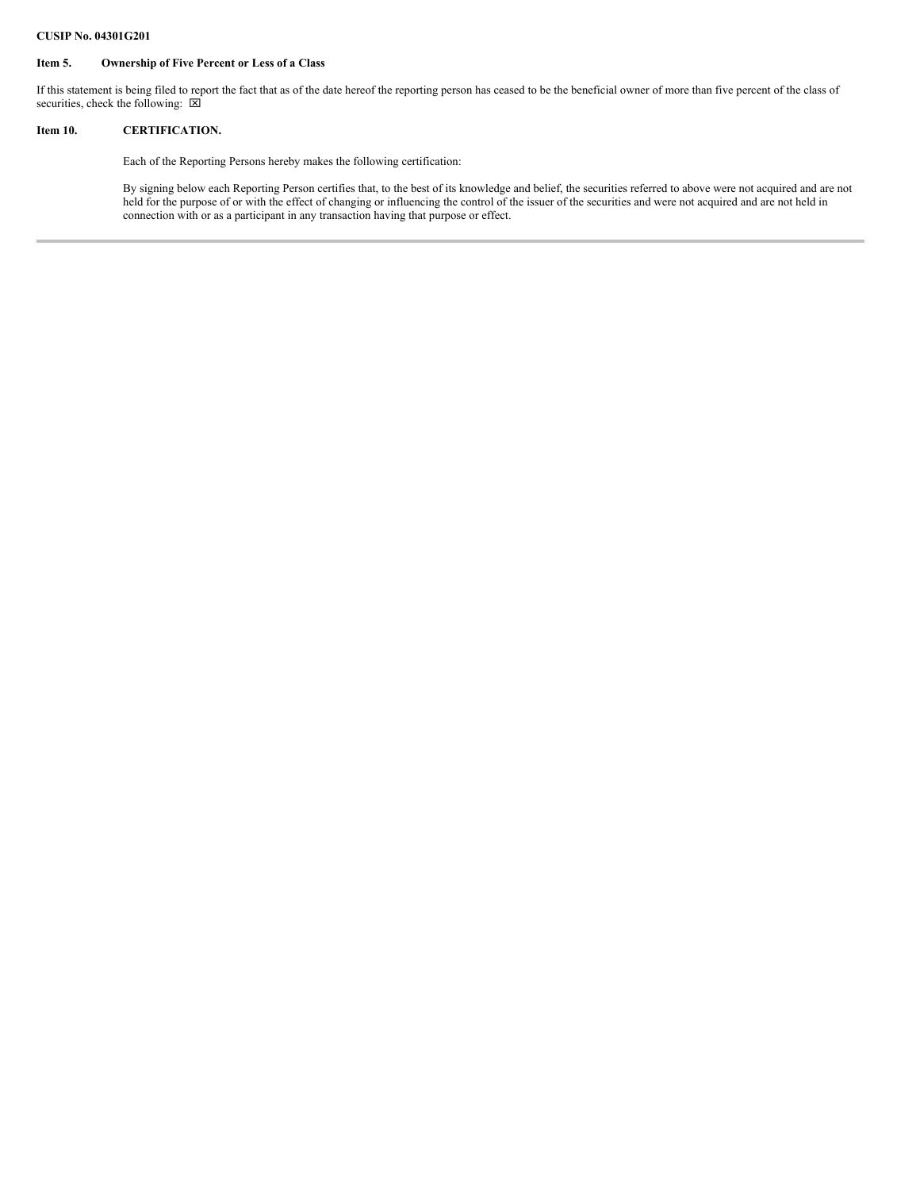**CUSIP No. 04301G201**

**Item 5. Ownership of Five Percent or Less of a Class**

If this statement is being filed to report the fact that as of the date hereof the reporting person has ceased to be the beneficial owner of more than five percent of the class of securities, check the following: ☒

**Item 10. CERTIFICATION.**

Each of the Reporting Persons hereby makes the following certification:

By signing below each Reporting Person certifies that, to the best of its knowledge and belief, the securities referred to above were not acquired and are not held for the purpose of or with the effect of changing or influencing the control of the issuer of the securities and were not acquired and are not held in connection with or as a participant in any transaction having that purpose or effect.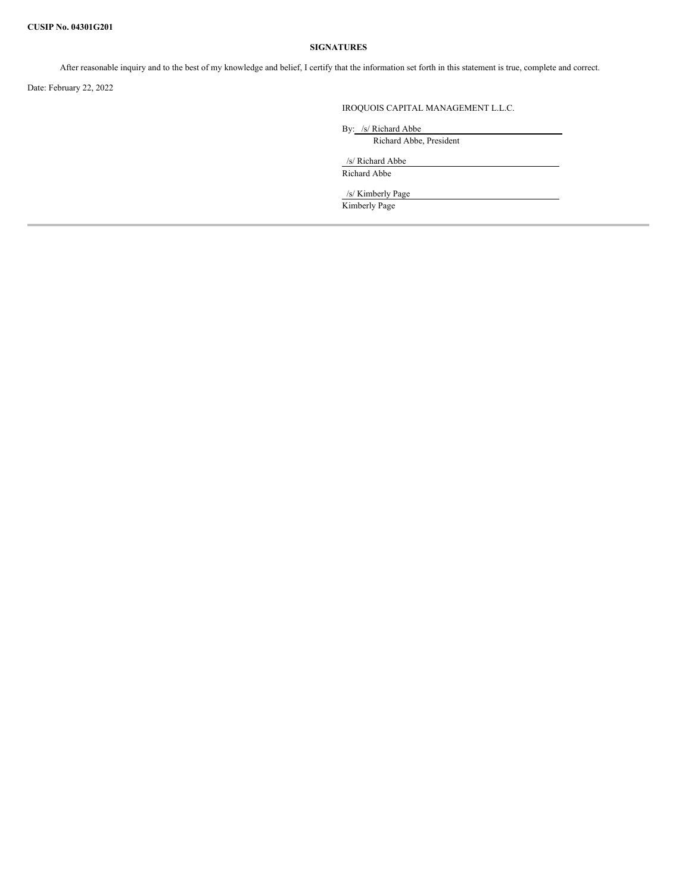**CUSIP No. 04301G201**

**SIGNATURES**

After reasonable inquiry and to the best of my knowledge and belief, I certify that the information set forth in this statement is true, complete and correct.

Date: February 22, 2022

IROQUOIS CAPITAL MANAGEMENT L.L.C.

By: /s/ Richard Abbe
Richard Abbe, President

/s/ Richard Abbe
Richard Abbe

/s/ Kimberly Page
Kimberly Page